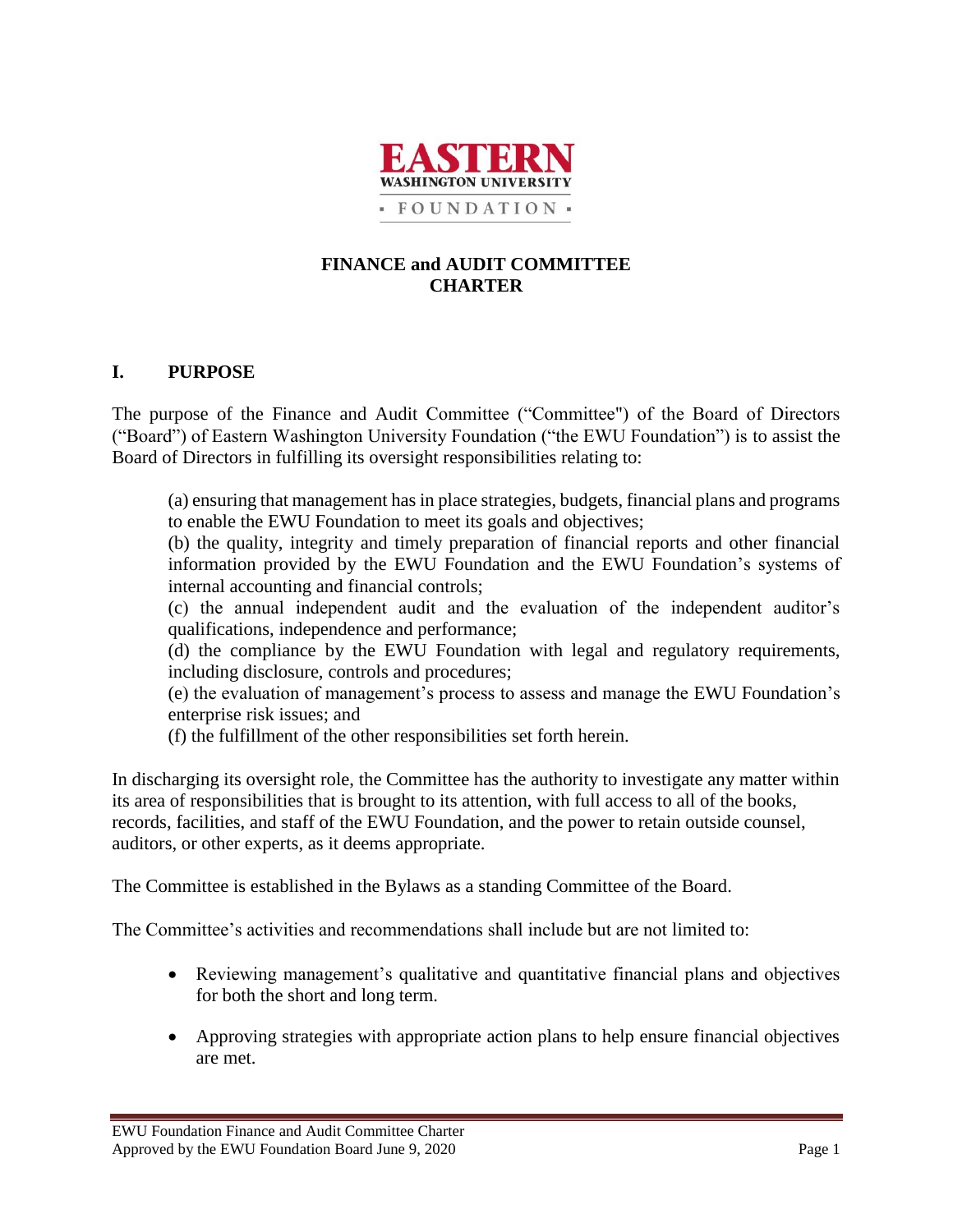EASTERN WASHINGTON UNIVERSITY FOUNDATION

# FINANCE and AUDIT COMMITTEE CHARTER

## I. PURPOSE

The purpose of the Finance and Audit Committee ("Committee") of the Board of Directors ("Board") of Eastern Washington University Foundation ("the EWU Foundation") is to assist the Board of Directors in fulfilling its oversight responsibilities relating to:

(a) ensuring that management has in place strategies, budgets, financial plans and programs to enable the EWU Foundation to meet its goals and objectives;
(b) the quality, integrity and timely preparation of financial reports and other financial information provided by the EWU Foundation and the EWU Foundation's systems of internal accounting and financial controls;
(c) the annual independent audit and the evaluation of the independent auditor's qualifications, independence and performance;
(d) the compliance by the EWU Foundation with legal and regulatory requirements, including disclosure, controls and procedures;
(e) the evaluation of management's process to assess and manage the EWU Foundation's enterprise risk issues; and
(f) the fulfillment of the other responsibilities set forth herein.

In discharging its oversight role, the Committee has the authority to investigate any matter within its area of responsibilities that is brought to its attention, with full access to all of the books, records, facilities, and staff of the EWU Foundation, and the power to retain outside counsel, auditors, or other experts, as it deems appropriate.

The Committee is established in the Bylaws as a standing Committee of the Board.

The Committee's activities and recommendations shall include but are not limited to:

- Reviewing management's qualitative and quantitative financial plans and objectives for both the short and long term.
- Approving strategies with appropriate action plans to help ensure financial objectives are met.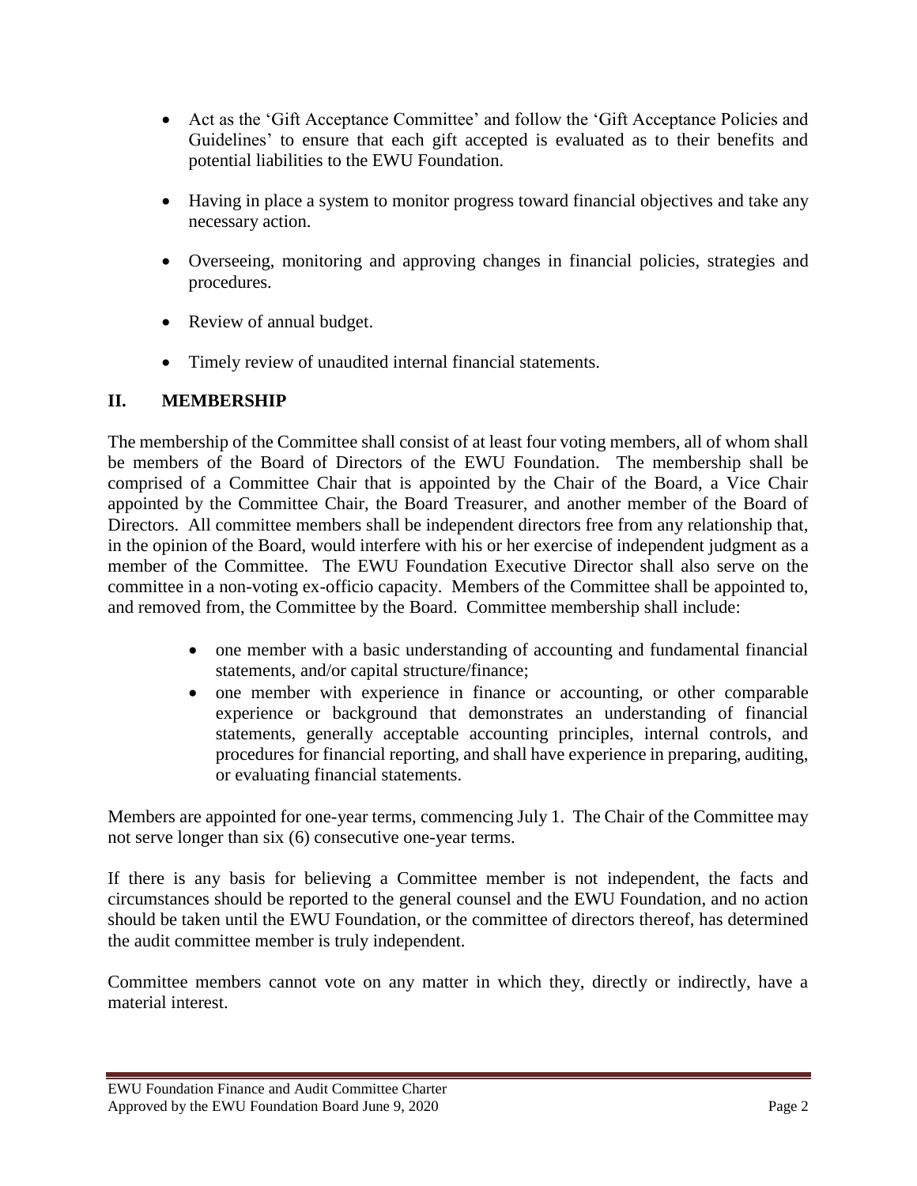- Act as the 'Gift Acceptance Committee' and follow the 'Gift Acceptance Policies and Guidelines' to ensure that each gift accepted is evaluated as to their benefits and potential liabilities to the EWU Foundation.
- Having in place a system to monitor progress toward financial objectives and take any necessary action.
- Overseeing, monitoring and approving changes in financial policies, strategies and procedures.
- Review of annual budget.
- Timely review of unaudited internal financial statements.

## II. MEMBERSHIP

The membership of the Committee shall consist of at least four voting members, all of whom shall be members of the Board of Directors of the EWU Foundation. The membership shall be comprised of a Committee Chair that is appointed by the Chair of the Board, a Vice Chair appointed by the Committee Chair, the Board Treasurer, and another member of the Board of Directors. All committee members shall be independent directors free from any relationship that, in the opinion of the Board, would interfere with his or her exercise of independent judgment as a member of the Committee. The EWU Foundation Executive Director shall also serve on the committee in a non-voting ex-officio capacity. Members of the Committee shall be appointed to, and removed from, the Committee by the Board. Committee membership shall include:

- one member with a basic understanding of accounting and fundamental financial statements, and/or capital structure/finance;
- one member with experience in finance or accounting, or other comparable experience or background that demonstrates an understanding of financial statements, generally acceptable accounting principles, internal controls, and procedures for financial reporting, and shall have experience in preparing, auditing, or evaluating financial statements.

Members are appointed for one-year terms, commencing July 1. The Chair of the Committee may not serve longer than six (6) consecutive one-year terms.

If there is any basis for believing a Committee member is not independent, the facts and circumstances should be reported to the general counsel and the EWU Foundation, and no action should be taken until the EWU Foundation, or the committee of directors thereof, has determined the audit committee member is truly independent.

Committee members cannot vote on any matter in which they, directly or indirectly, have a material interest.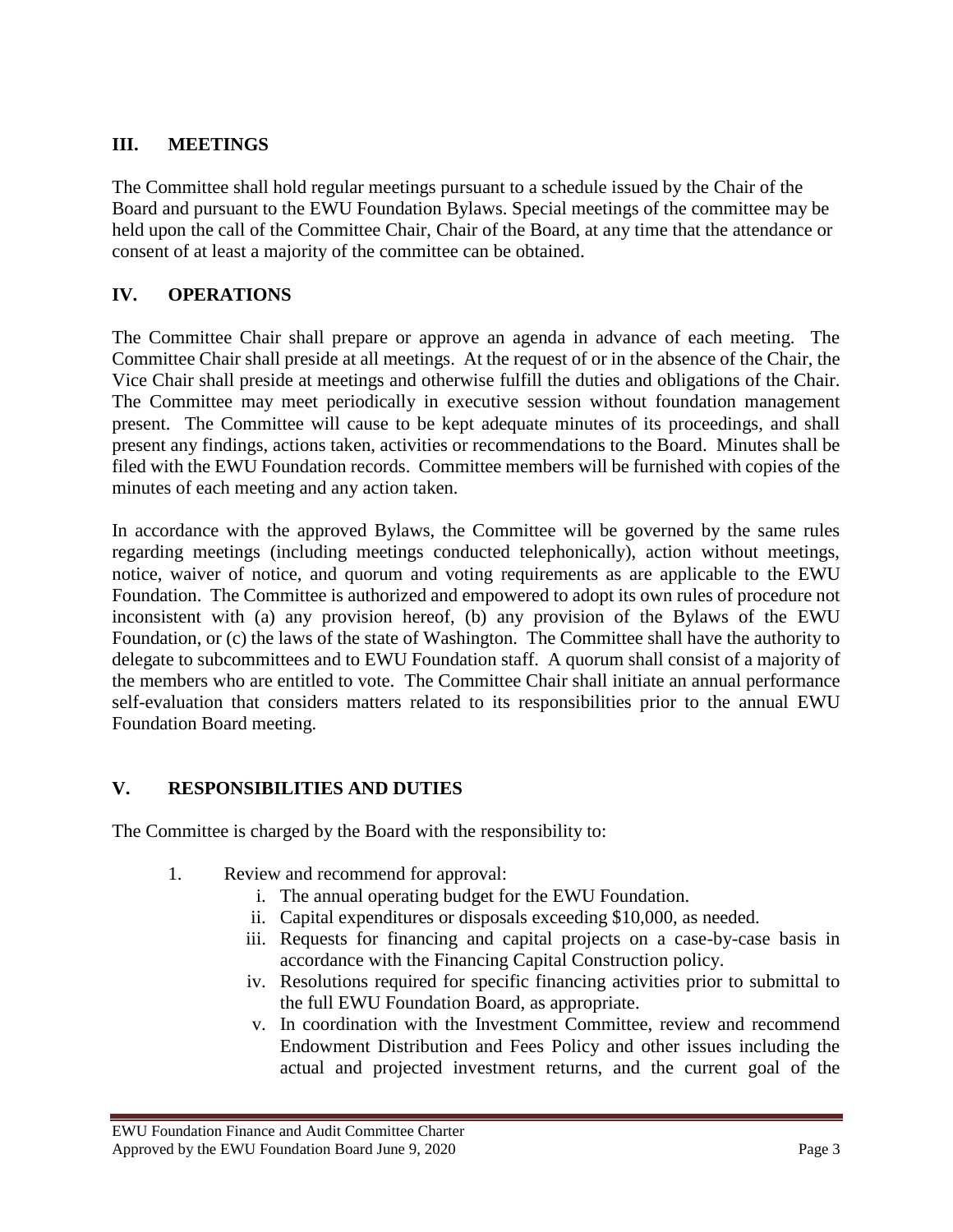## III. MEETINGS

The Committee shall hold regular meetings pursuant to a schedule issued by the Chair of the Board and pursuant to the EWU Foundation Bylaws. Special meetings of the committee may be held upon the call of the Committee Chair, Chair of the Board, at any time that the attendance or consent of at least a majority of the committee can be obtained.

## IV. OPERATIONS

The Committee Chair shall prepare or approve an agenda in advance of each meeting. The Committee Chair shall preside at all meetings. At the request of or in the absence of the Chair, the Vice Chair shall preside at meetings and otherwise fulfill the duties and obligations of the Chair. The Committee may meet periodically in executive session without foundation management present. The Committee will cause to be kept adequate minutes of its proceedings, and shall present any findings, actions taken, activities or recommendations to the Board. Minutes shall be filed with the EWU Foundation records. Committee members will be furnished with copies of the minutes of each meeting and any action taken.

In accordance with the approved Bylaws, the Committee will be governed by the same rules regarding meetings (including meetings conducted telephonically), action without meetings, notice, waiver of notice, and quorum and voting requirements as are applicable to the EWU Foundation. The Committee is authorized and empowered to adopt its own rules of procedure not inconsistent with (a) any provision hereof, (b) any provision of the Bylaws of the EWU Foundation, or (c) the laws of the state of Washington. The Committee shall have the authority to delegate to subcommittees and to EWU Foundation staff. A quorum shall consist of a majority of the members who are entitled to vote. The Committee Chair shall initiate an annual performance self-evaluation that considers matters related to its responsibilities prior to the annual EWU Foundation Board meeting.

## V. RESPONSIBILITIES AND DUTIES

The Committee is charged by the Board with the responsibility to:

1. Review and recommend for approval:
   - i. The annual operating budget for the EWU Foundation.
   - ii. Capital expenditures or disposals exceeding $10,000, as needed.
   - iii. Requests for financing and capital projects on a case-by-case basis in accordance with the Financing Capital Construction policy.
   - iv. Resolutions required for specific financing activities prior to submittal to the full EWU Foundation Board, as appropriate.
   - v. In coordination with the Investment Committee, review and recommend Endowment Distribution and Fees Policy and other issues including the actual and projected investment returns, and the current goal of the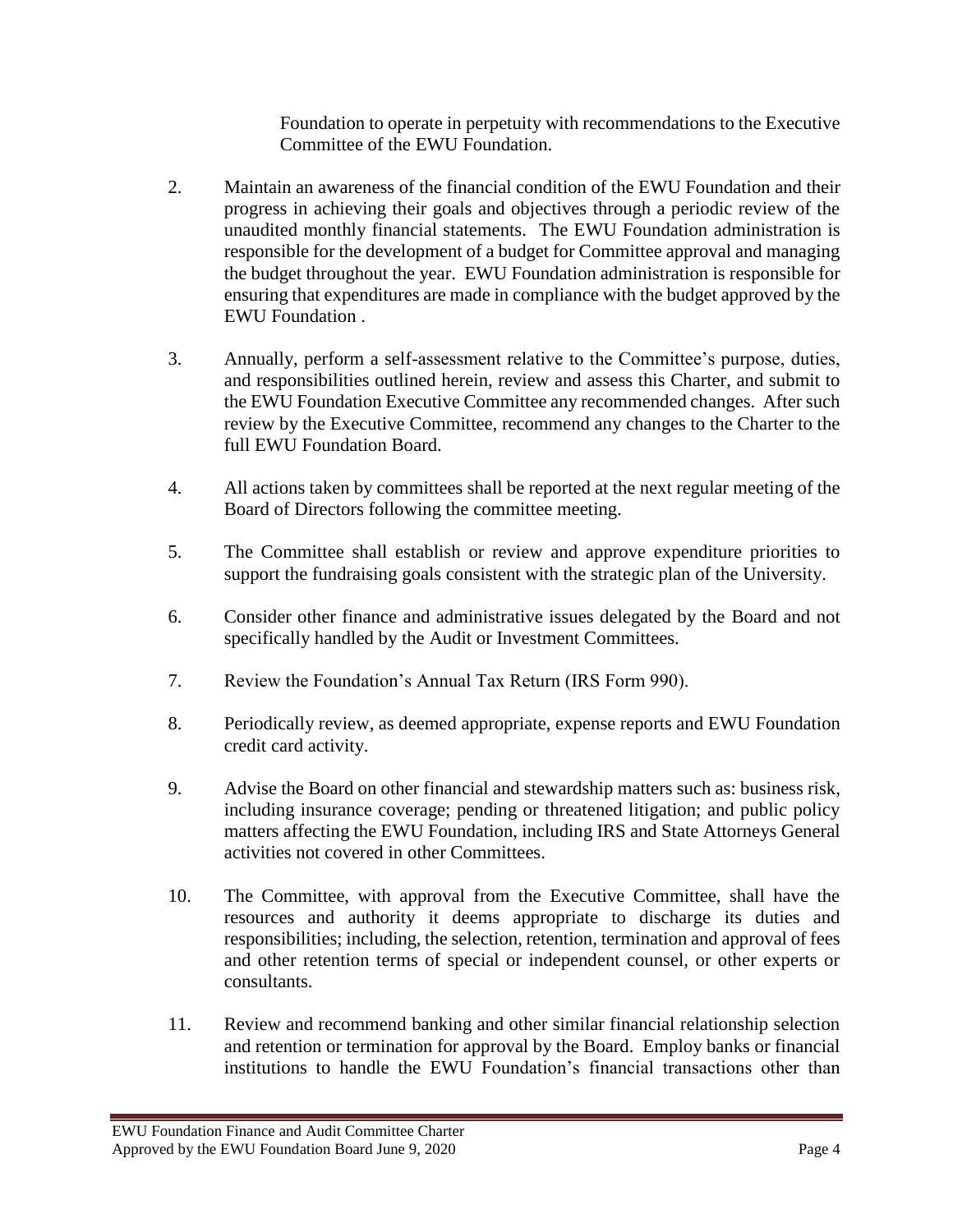Foundation to operate in perpetuity with recommendations to the Executive Committee of the EWU Foundation.

2. Maintain an awareness of the financial condition of the EWU Foundation and their progress in achieving their goals and objectives through a periodic review of the unaudited monthly financial statements. The EWU Foundation administration is responsible for the development of a budget for Committee approval and managing the budget throughout the year. EWU Foundation administration is responsible for ensuring that expenditures are made in compliance with the budget approved by the EWU Foundation .

3. Annually, perform a self-assessment relative to the Committee's purpose, duties, and responsibilities outlined herein, review and assess this Charter, and submit to the EWU Foundation Executive Committee any recommended changes. After such review by the Executive Committee, recommend any changes to the Charter to the full EWU Foundation Board.

4. All actions taken by committees shall be reported at the next regular meeting of the Board of Directors following the committee meeting.

5. The Committee shall establish or review and approve expenditure priorities to support the fundraising goals consistent with the strategic plan of the University.

6. Consider other finance and administrative issues delegated by the Board and not specifically handled by the Audit or Investment Committees.

7. Review the Foundation's Annual Tax Return (IRS Form 990).

8. Periodically review, as deemed appropriate, expense reports and EWU Foundation credit card activity.

9. Advise the Board on other financial and stewardship matters such as: business risk, including insurance coverage; pending or threatened litigation; and public policy matters affecting the EWU Foundation, including IRS and State Attorneys General activities not covered in other Committees.

10. The Committee, with approval from the Executive Committee, shall have the resources and authority it deems appropriate to discharge its duties and responsibilities; including, the selection, retention, termination and approval of fees and other retention terms of special or independent counsel, or other experts or consultants.

11. Review and recommend banking and other similar financial relationship selection and retention or termination for approval by the Board. Employ banks or financial institutions to handle the EWU Foundation's financial transactions other than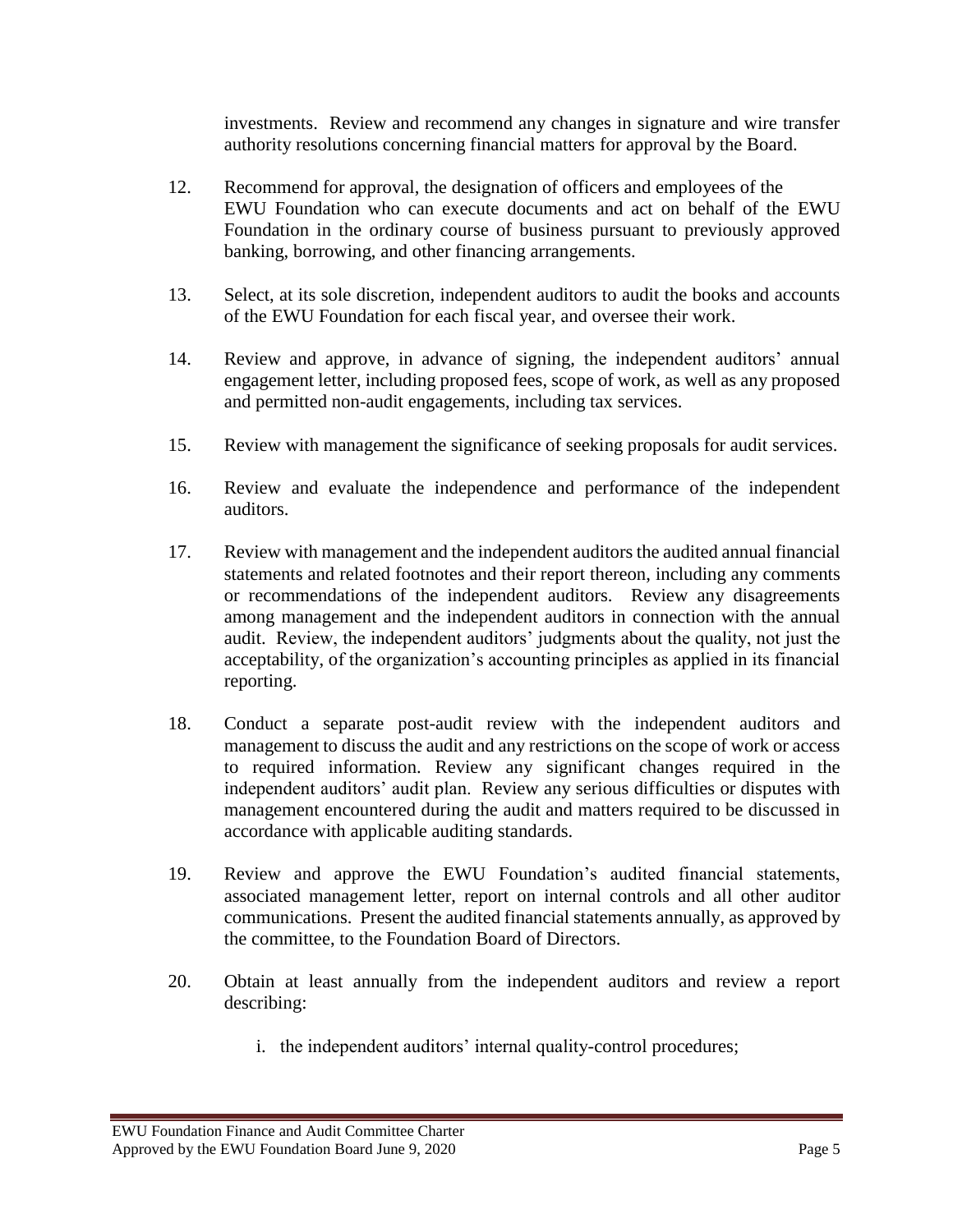investments. Review and recommend any changes in signature and wire transfer authority resolutions concerning financial matters for approval by the Board.

12. Recommend for approval, the designation of officers and employees of the EWU Foundation who can execute documents and act on behalf of the EWU Foundation in the ordinary course of business pursuant to previously approved banking, borrowing, and other financing arrangements.

13. Select, at its sole discretion, independent auditors to audit the books and accounts of the EWU Foundation for each fiscal year, and oversee their work.

14. Review and approve, in advance of signing, the independent auditors' annual engagement letter, including proposed fees, scope of work, as well as any proposed and permitted non-audit engagements, including tax services.

15. Review with management the significance of seeking proposals for audit services.

16. Review and evaluate the independence and performance of the independent auditors.

17. Review with management and the independent auditors the audited annual financial statements and related footnotes and their report thereon, including any comments or recommendations of the independent auditors. Review any disagreements among management and the independent auditors in connection with the annual audit. Review, the independent auditors' judgments about the quality, not just the acceptability, of the organization's accounting principles as applied in its financial reporting.

18. Conduct a separate post-audit review with the independent auditors and management to discuss the audit and any restrictions on the scope of work or access to required information. Review any significant changes required in the independent auditors' audit plan. Review any serious difficulties or disputes with management encountered during the audit and matters required to be discussed in accordance with applicable auditing standards.

19. Review and approve the EWU Foundation's audited financial statements, associated management letter, report on internal controls and all other auditor communications. Present the audited financial statements annually, as approved by the committee, to the Foundation Board of Directors.

20. Obtain at least annually from the independent auditors and review a report describing:

    i. the independent auditors' internal quality-control procedures;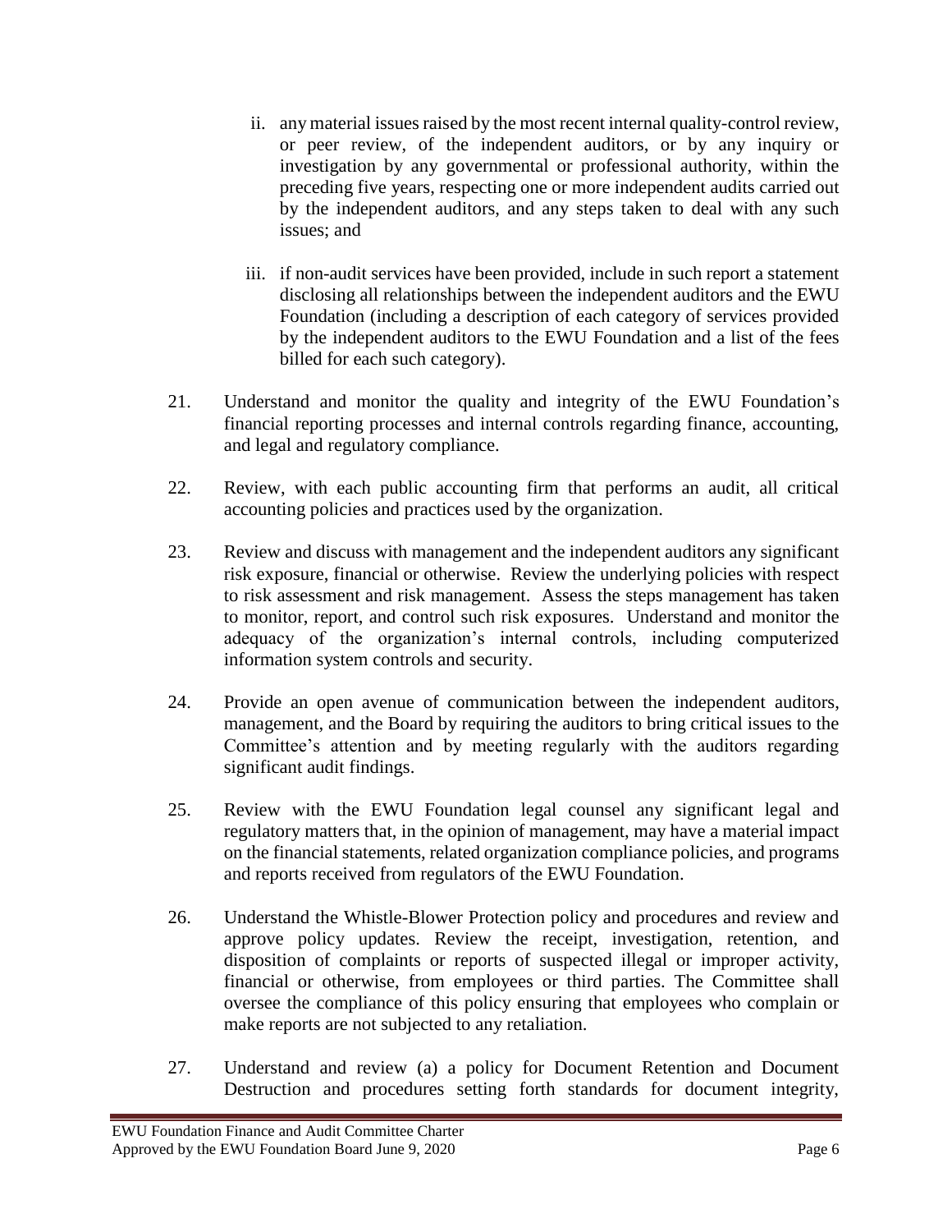ii. any material issues raised by the most recent internal quality-control review, or peer review, of the independent auditors, or by any inquiry or investigation by any governmental or professional authority, within the preceding five years, respecting one or more independent audits carried out by the independent auditors, and any steps taken to deal with any such issues; and

iii. if non-audit services have been provided, include in such report a statement disclosing all relationships between the independent auditors and the EWU Foundation (including a description of each category of services provided by the independent auditors to the EWU Foundation and a list of the fees billed for each such category).

21. Understand and monitor the quality and integrity of the EWU Foundation's financial reporting processes and internal controls regarding finance, accounting, and legal and regulatory compliance.

22. Review, with each public accounting firm that performs an audit, all critical accounting policies and practices used by the organization.

23. Review and discuss with management and the independent auditors any significant risk exposure, financial or otherwise. Review the underlying policies with respect to risk assessment and risk management. Assess the steps management has taken to monitor, report, and control such risk exposures. Understand and monitor the adequacy of the organization's internal controls, including computerized information system controls and security.

24. Provide an open avenue of communication between the independent auditors, management, and the Board by requiring the auditors to bring critical issues to the Committee's attention and by meeting regularly with the auditors regarding significant audit findings.

25. Review with the EWU Foundation legal counsel any significant legal and regulatory matters that, in the opinion of management, may have a material impact on the financial statements, related organization compliance policies, and programs and reports received from regulators of the EWU Foundation.

26. Understand the Whistle-Blower Protection policy and procedures and review and approve policy updates. Review the receipt, investigation, retention, and disposition of complaints or reports of suspected illegal or improper activity, financial or otherwise, from employees or third parties. The Committee shall oversee the compliance of this policy ensuring that employees who complain or make reports are not subjected to any retaliation.

27. Understand and review (a) a policy for Document Retention and Document Destruction and procedures setting forth standards for document integrity,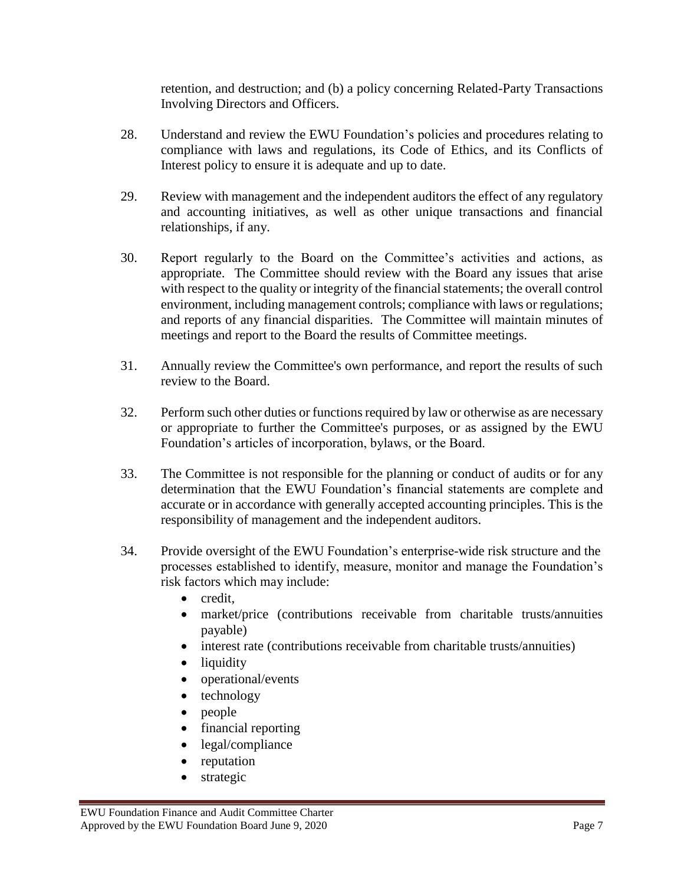retention, and destruction; and (b) a policy concerning Related-Party Transactions Involving Directors and Officers.

28. Understand and review the EWU Foundation's policies and procedures relating to compliance with laws and regulations, its Code of Ethics, and its Conflicts of Interest policy to ensure it is adequate and up to date.

29. Review with management and the independent auditors the effect of any regulatory and accounting initiatives, as well as other unique transactions and financial relationships, if any.

30. Report regularly to the Board on the Committee's activities and actions, as appropriate. The Committee should review with the Board any issues that arise with respect to the quality or integrity of the financial statements; the overall control environment, including management controls; compliance with laws or regulations; and reports of any financial disparities. The Committee will maintain minutes of meetings and report to the Board the results of Committee meetings.

31. Annually review the Committee's own performance, and report the results of such review to the Board.

32. Perform such other duties or functions required by law or otherwise as are necessary or appropriate to further the Committee's purposes, or as assigned by the EWU Foundation's articles of incorporation, bylaws, or the Board.

33. The Committee is not responsible for the planning or conduct of audits or for any determination that the EWU Foundation's financial statements are complete and accurate or in accordance with generally accepted accounting principles. This is the responsibility of management and the independent auditors.

34. Provide oversight of the EWU Foundation's enterprise-wide risk structure and the processes established to identify, measure, monitor and manage the Foundation's risk factors which may include:
    - credit,
    - market/price (contributions receivable from charitable trusts/annuities payable)
    - interest rate (contributions receivable from charitable trusts/annuities)
    - liquidity
    - operational/events
    - technology
    - people
    - financial reporting
    - legal/compliance
    - reputation
    - strategic